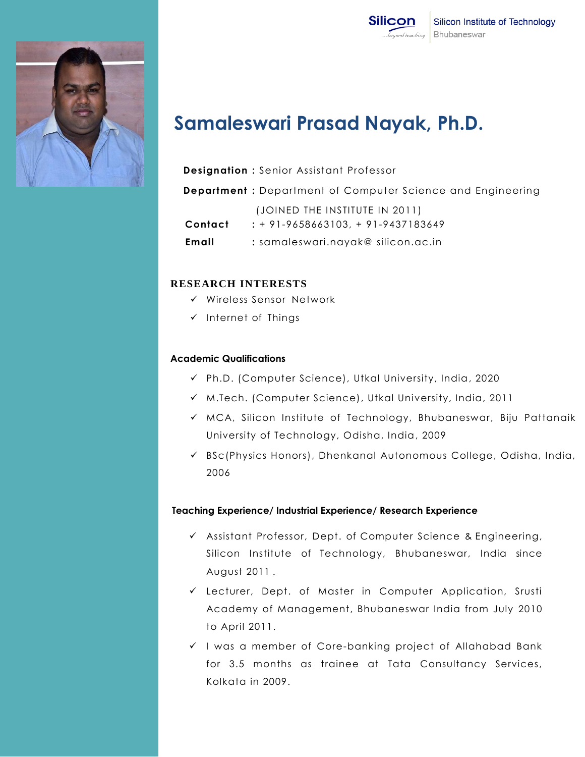Silicon Institute of Technology
Bhubaneswar

# Samaleswari Prasad Nayak, Ph.D.

**Designation :** Senior Assistant Professor

**Department :** Department of Computer Science and Engineering

(JOINED THE INSTITUTE IN 2011)

**Contact** : + 91-9658663103, + 91-9437183649

**Email** : samaleswari.nayak@ silicon.ac.in

## RESEARCH INTERESTS

- ✓ Wireless Sensor Network
- ✓ Internet of Things

## Academic Qualifications

- ✓ Ph.D. (Computer Science), Utkal University, India, 2020
- ✓ M.Tech. (Computer Science), Utkal University, India, 2011
- ✓ MCA, Silicon Institute of Technology, Bhubaneswar, Biju Pattanaik University of Technology, Odisha, India, 2009
- ✓ BSc(Physics Honors), Dhenkanal Autonomous College, Odisha, India, 2006

## Teaching Experience/ Industrial Experience/ Research Experience

- ✓ Assistant Professor, Dept. of Computer Science & Engineering, Silicon Institute of Technology, Bhubaneswar, India since August 2011 .
- ✓ Lecturer, Dept. of Master in Computer Application, Srusti Academy of Management, Bhubaneswar India from July 2010 to April 2011.
- ✓ I was a member of Core-banking project of Allahabad Bank for 3.5 months as trainee at Tata Consultancy Services, Kolkata in 2009.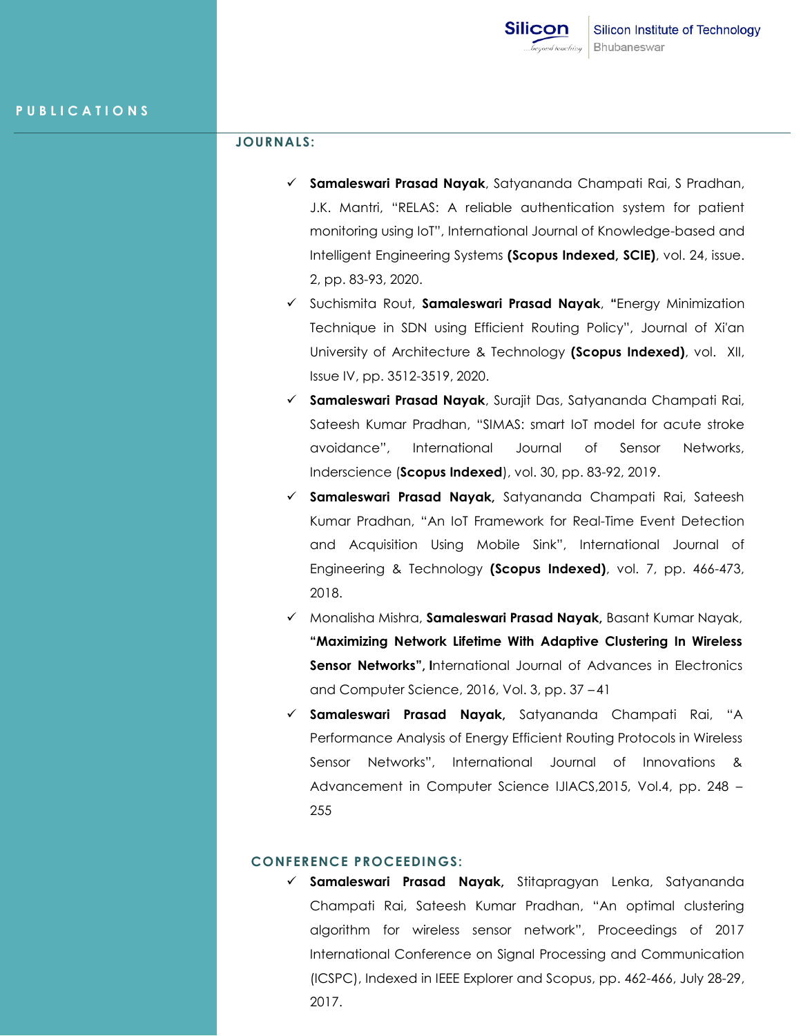## PUBLICATIONS

### JOURNALS:

- ✓ **Samaleswari Prasad Nayak**, Satyananda Champati Rai, S Pradhan, J.K. Mantri, "RELAS: A reliable authentication system for patient monitoring using IoT", International Journal of Knowledge-based and Intelligent Engineering Systems **(Scopus Indexed, SCIE)**, vol. 24, issue. 2, pp. 83-93, 2020.
- ✓ Suchismita Rout, **Samaleswari Prasad Nayak**, **"**Energy Minimization Technique in SDN using Efficient Routing Policy", Journal of Xi'an University of Architecture & Technology **(Scopus Indexed)**, vol. XII, Issue IV, pp. 3512-3519, 2020.
- ✓ **Samaleswari Prasad Nayak**, Surajit Das, Satyananda Champati Rai, Sateesh Kumar Pradhan, "SIMAS: smart IoT model for acute stroke avoidance", International Journal of Sensor Networks, Inderscience (**Scopus Indexed**), vol. 30, pp. 83-92, 2019.
- ✓ **Samaleswari Prasad Nayak,** Satyananda Champati Rai, Sateesh Kumar Pradhan, "An IoT Framework for Real-Time Event Detection and Acquisition Using Mobile Sink", International Journal of Engineering & Technology **(Scopus Indexed)**, vol. 7, pp. 466-473, 2018.
- ✓ Monalisha Mishra, **Samaleswari Prasad Nayak,** Basant Kumar Nayak, **"Maximizing Network Lifetime With Adaptive Clustering In Wireless Sensor Networks", I**nternational Journal of Advances in Electronics and Computer Science, 2016, Vol. 3, pp. 37 – 41
- ✓ **Samaleswari Prasad Nayak,** Satyananda Champati Rai, "A Performance Analysis of Energy Efficient Routing Protocols in Wireless Sensor Networks", International Journal of Innovations & Advancement in Computer Science IJIACS,2015, Vol.4, pp. 248 – 255

### CONFERENCE PROCEEDINGS:

- ✓ **Samaleswari Prasad Nayak,** Stitapragyan Lenka, Satyananda Champati Rai, Sateesh Kumar Pradhan, "An optimal clustering algorithm for wireless sensor network", Proceedings of 2017 International Conference on Signal Processing and Communication (ICSPC), Indexed in IEEE Explorer and Scopus, pp. 462-466, July 28-29, 2017.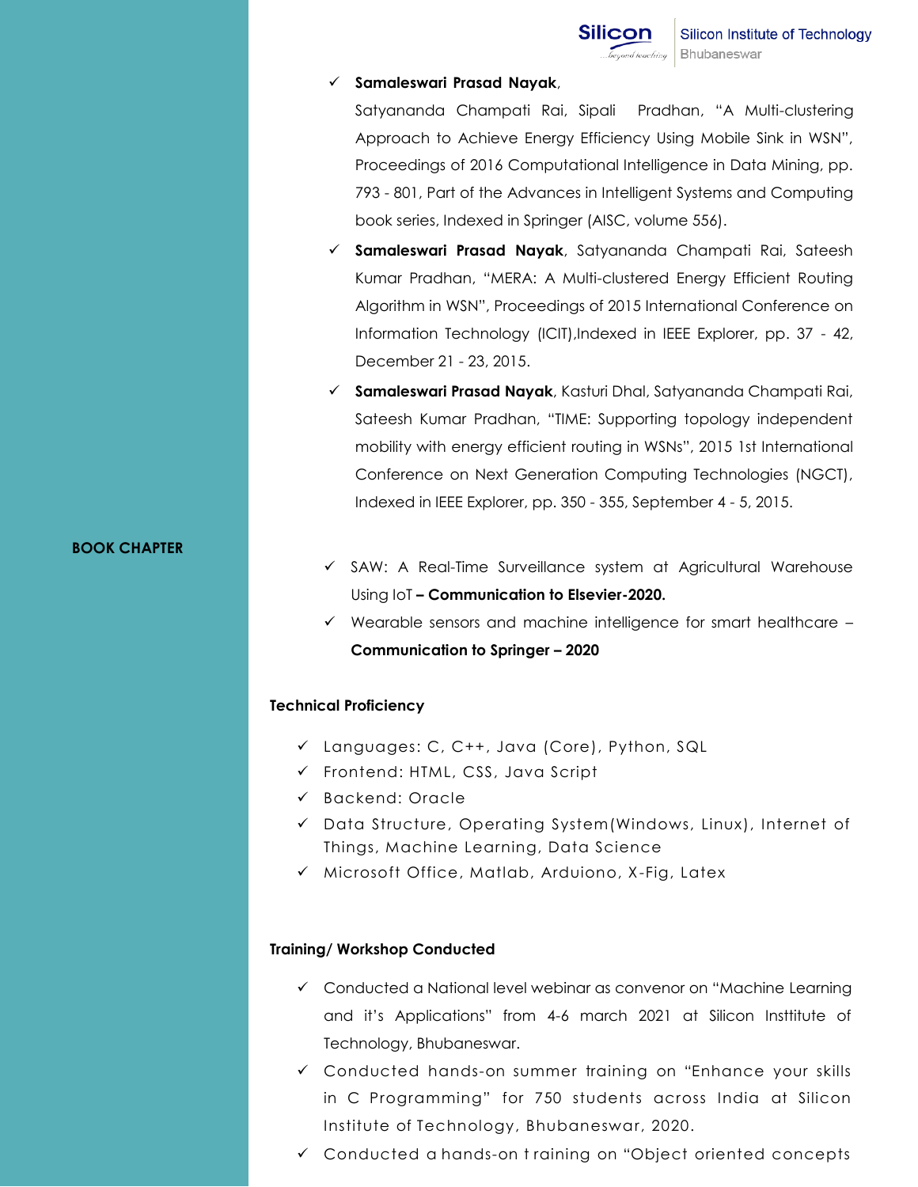- **Samaleswari Prasad Nayak**, Satyananda Champati Rai, Sipali Pradhan, "A Multi-clustering Approach to Achieve Energy Efficiency Using Mobile Sink in WSN", Proceedings of 2016 Computational Intelligence in Data Mining, pp. 793 - 801, Part of the Advances in Intelligent Systems and Computing book series, Indexed in Springer (AISC, volume 556).
- **Samaleswari Prasad Nayak**, Satyananda Champati Rai, Sateesh Kumar Pradhan, "MERA: A Multi-clustered Energy Efficient Routing Algorithm in WSN", Proceedings of 2015 International Conference on Information Technology (ICIT),Indexed in IEEE Explorer, pp. 37 - 42, December 21 - 23, 2015.
- **Samaleswari Prasad Nayak**, Kasturi Dhal, Satyananda Champati Rai, Sateesh Kumar Pradhan, "TIME: Supporting topology independent mobility with energy efficient routing in WSNs", 2015 1st International Conference on Next Generation Computing Technologies (NGCT), Indexed in IEEE Explorer, pp. 350 - 355, September 4 - 5, 2015.

**BOOK CHAPTER**

- SAW: A Real-Time Surveillance system at Agricultural Warehouse Using IoT **– Communication to Elsevier-2020.**
- Wearable sensors and machine intelligence for smart healthcare – **Communication to Springer – 2020**

**Technical Proficiency**

- Languages: C, C++, Java (Core), Python, SQL
- Frontend: HTML, CSS, Java Script
- Backend: Oracle
- Data Structure, Operating System(Windows, Linux), Internet of Things, Machine Learning, Data Science
- Microsoft Office, Matlab, Arduiono, X-Fig, Latex

**Training/ Workshop Conducted**

- Conducted a National level webinar as convenor on "Machine Learning and it's Applications" from 4-6 march 2021 at Silicon Insttitute of Technology, Bhubaneswar.
- Conducted hands-on summer training on "Enhance your skills in C Programming" for 750 students across India at Silicon Institute of Technology, Bhubaneswar, 2020.
- Conducted a hands-on training on "Object oriented concepts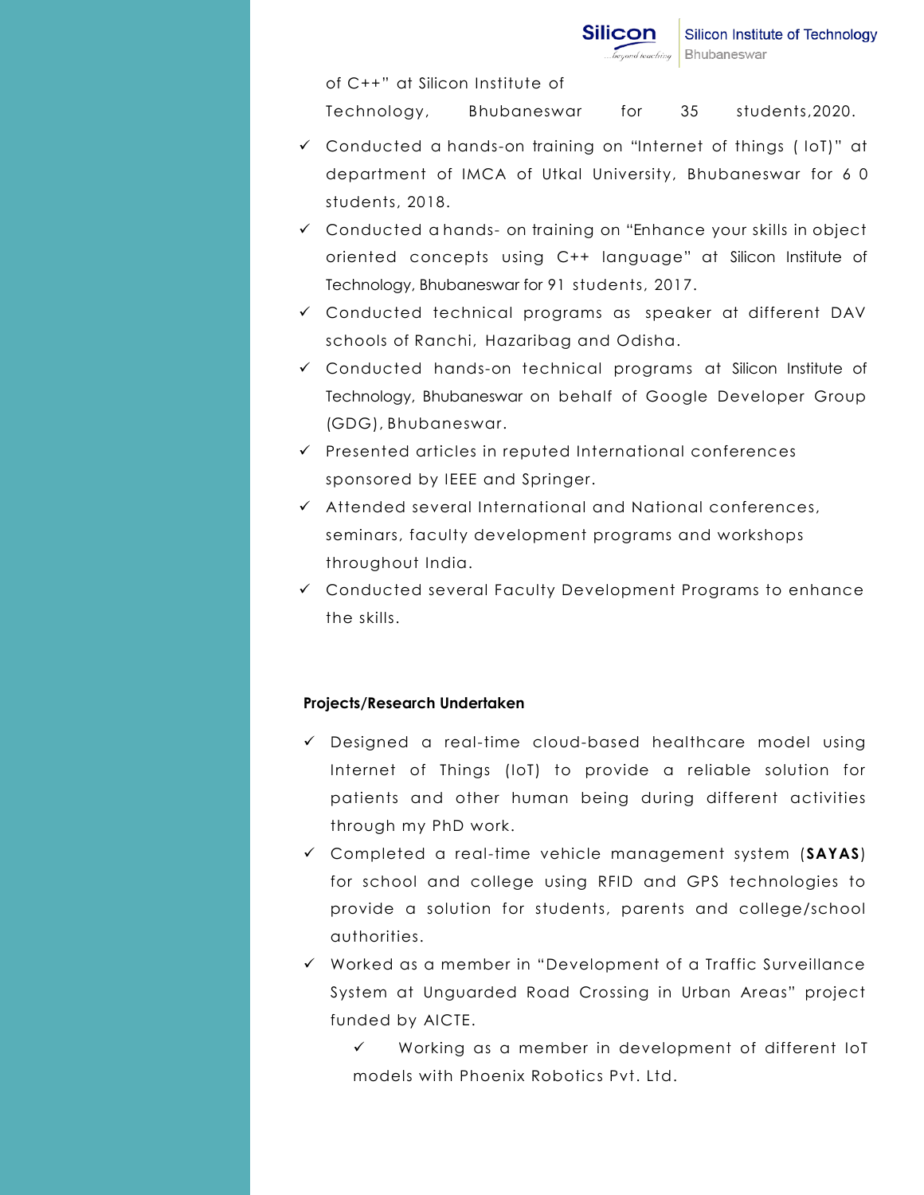of C++" at Silicon Institute of Technology, Bhubaneswar for 35 students,2020.

- ✓ Conducted a hands-on training on "Internet of things ( IoT)" at department of IMCA of Utkal University, Bhubaneswar for 6 0 students, 2018.
- ✓ Conducted a hands- on training on "Enhance your skills in object oriented concepts using C++ language" at Silicon Institute of Technology, Bhubaneswar for 91 students, 2017.
- ✓ Conducted technical programs as speaker at different DAV schools of Ranchi, Hazaribag and Odisha.
- ✓ Conducted hands-on technical programs at Silicon Institute of Technology, Bhubaneswar on behalf of Google Developer Group (GDG), Bhubaneswar.
- ✓ Presented articles in reputed International conferences sponsored by IEEE and Springer.
- ✓ Attended several International and National conferences, seminars, faculty development programs and workshops throughout India.
- ✓ Conducted several Faculty Development Programs to enhance the skills.

**Projects/Research Undertaken**

- ✓ Designed a real-time cloud-based healthcare model using Internet of Things (IoT) to provide a reliable solution for patients and other human being during different activities through my PhD work.
- ✓ Completed a real-time vehicle management system (**SAYAS**) for school and college using RFID and GPS technologies to provide a solution for students, parents and college/school authorities.
- ✓ Worked as a member in "Development of a Traffic Surveillance System at Unguarded Road Crossing in Urban Areas" project funded by AICTE.
  - ✓ Working as a member in development of different IoT models with Phoenix Robotics Pvt. Ltd.